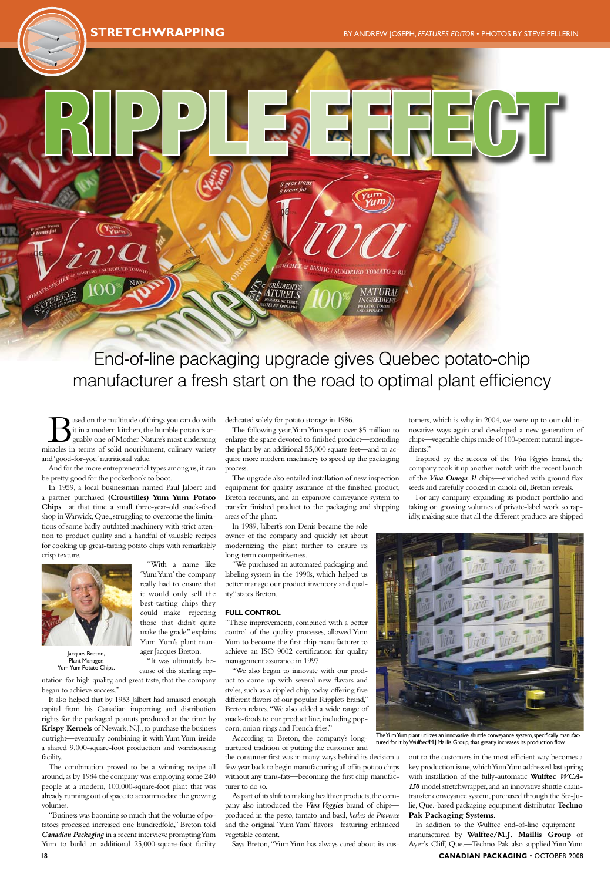STRETCHWRAPPING

BY ANDREW JOSEPH, *FEATURES EDITOR* • PHOTOS BY STEVE PELLERIN

# RIPPLE EFFECT

## End-of-line packaging upgrade gives Quebec potato-chip manufacturer a fresh start on the road to optimal plant efficiency

Based on the multitude of things you can do with it in a modern kitchen, the humble potato is arguably one of Mother Nature's most undersung miracles in terms of solid nourishment, culinary variety and 'good-for-you' nutritional value.

And for the more entrepreneurial types among us, it can be pretty good for the pocketbook to boot.

In 1959, a local businessman named Paul Jalbert and a partner purchased **(Croustilles) Yum Yum Potato Chips**—at that time a small three-year-old snack-food shop in Warwick, Que., struggling to overcome the limitations of some badly outdated machinery with strict attention to product quality and a handful of valuable recipes for cooking up great-tasting potato chips with remarkably crisp texture.

Jacques Breton, Plant Manager, Yum Yum Potato Chips.

"With a name like 'Yum Yum' the company really had to ensure that it would only sell the best-tasting chips they could make—rejecting those that didn't quite make the grade," explains Yum Yum's plant manager Jacques Breton.

"It was ultimately because of this sterling reputation for high quality, and great taste, that the company began to achieve success."

It also helped that by 1953 Jalbert had amassed enough capital from his Canadian importing and distribution rights for the packaged peanuts produced at the time by **Krispy Kernels** of Newark, N.J., to purchase the business outright—eventually combining it with Yum Yum inside a shared 9,000-square-foot production and warehousing facility.

The combination proved to be a winning recipe all around, as by 1984 the company was employing some 240 people at a modern, 100,000-square-foot plant that was already running out of space to accommodate the growing volumes.

"Business was booming so much that the volume of potatoes processed increased one hundredfold," Breton told ***Canadian Packaging*** in a recent interview, prompting Yum Yum to build an additional 25,000-square-foot facility dedicated solely for potato storage in 1986.

The following year, Yum Yum spent over $5 million to enlarge the space devoted to finished product—extending the plant by an additional 55,000 square feet—and to acquire more modern machinery to speed up the packaging process.

The upgrade also entailed installation of new inspection equipment for quality assurance of the finished product, Breton recounts, and an expansive conveyance system to transfer finished product to the packaging and shipping areas of the plant.

In 1989, Jalbert's son Denis became the sole owner of the company and quickly set about modernizing the plant further to ensure its long-term competitiveness.

"We purchased an automated packaging and labeling system in the 1990s, which helped us better manage our product inventory and quality," states Breton.

### FULL CONTROL

"These improvements, combined with a better control of the quality processes, allowed Yum Yum to become the first chip manufacturer to achieve an ISO 9002 certification for quality management assurance in 1997.

"We also began to innovate with our product to come up with several new flavors and styles, such as a rippled chip, today offering five different flavors of our popular Ripplets brand," Breton relates. "We also added a wide range of snack-foods to our product line, including popcorn, onion rings and French fries."

According to Breton, the company's long-nurtured tradition of putting the customer and the consumer first was in many ways behind its decision a few year back to begin manufacturing all of its potato chips without any trans-fats—becoming the first chip manufacturer to do so.

As part of its shift to making healthier products, the company also introduced the ***Viva Veggies*** brand of chips—produced in the pesto, tomato and basil, *herbes de Provence* and the original 'Yum Yum' flavors—featuring enhanced vegetable content.

Says Breton, "Yum Yum has always cared about its customers, which is why, in 2004, we were up to our old innovative ways again and developed a new generation of chips—vegetable chips made of 100-percent natural ingredients."

Inspired by the success of the *Viva Veggies* brand, the company took it up another notch with the recent launch of the ***Viva Omega 3!*** chips—enriched with ground flax seeds and carefully cooked in canola oil, Breton reveals.

For any company expanding its product portfolio and taking on growing volumes of private-label work so rapidly, making sure that all the different products are shipped out to the customers in the most efficient way becomes a key production issue, which Yum Yum addressed last spring with installation of the fully-automatic **Wulftec *WCA-150*** model stretchwrapper, and an innovative shuttle chain-transfer conveyance system, purchased through the Ste-Julie, Que.-based packaging equipment distributor **Techno Pak Packaging Systems**.

The Yum Yum plant utilizes an innovative shuttle conveyance system, specifically manufactured for it by Wulftec/M.J.Maillis Group, that greatly increases its production flow.

In addition to the Wulftec end-of-line equipment—manufactured by **Wulftec/M.J. Maillis Group** of Ayer's Cliff, Que.—Techno Pak also supplied Yum Yum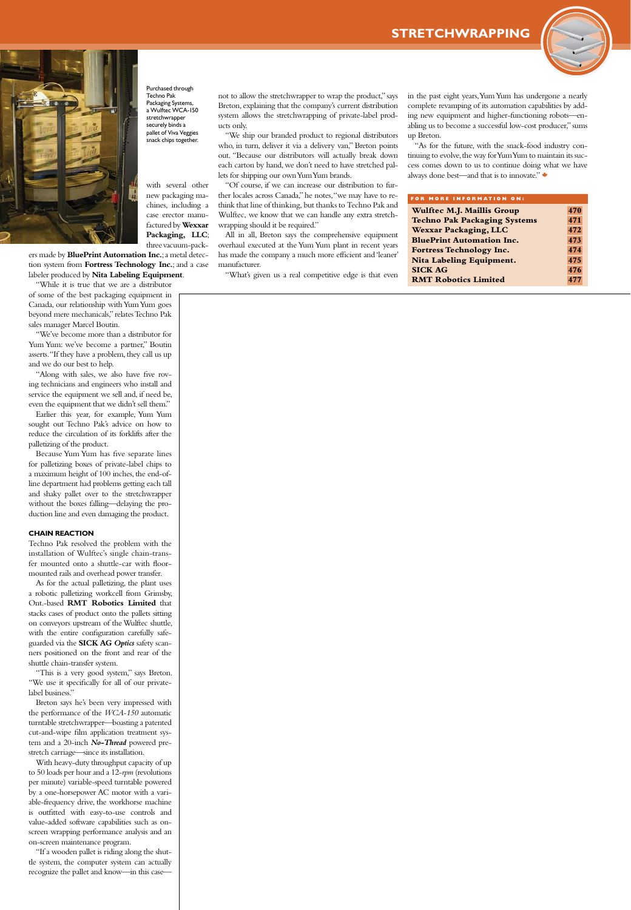Purchased through Techno Pak Packaging Systems, a Wulftec WCA-150 stretchwrapper securely binds a pallet of Viva Veggies snack chips together.

with several other new packaging machines, including a case erector manufactured by **Wexxar Packaging, LLC**; three vacuum-packers made by **BluePrint Automation Inc.**; a metal detection system from **Fortress Technology Inc.**; and a case labeler produced by **Nita Labeling Equipment**.

"While it is true that we are a distributor of some of the best packaging equipment in Canada, our relationship with Yum Yum goes beyond mere mechanicals," relates Techno Pak sales manager Marcel Boutin.

"We've become more than a distributor for Yum Yum: we've become a partner," Boutin asserts. "If they have a problem, they call us up and we do our best to help.

"Along with sales, we also have five roving technicians and engineers who install and service the equipment we sell and, if need be, even the equipment that we didn't sell them."

Earlier this year, for example, Yum Yum sought out Techno Pak's advice on how to reduce the circulation of its forklifts after the palletizing of the product.

Because Yum Yum has five separate lines for palletizing boxes of private-label chips to a maximum height of 100 inches, the end-of-line department had problems getting each tall and shaky pallet over to the stretchwrapper without the boxes falling—delaying the production line and even damaging the product.

### CHAIN REACTION

Techno Pak resolved the problem with the installation of Wulftec's single chain-transfer mounted onto a shuttle-car with floor-mounted rails and overhead power transfer.

As for the actual palletizing, the plant uses a robotic palletizing workcell from Grimsby, Ont.-based **RMT Robotics Limited** that stacks cases of product onto the pallets sitting on conveyors upstream of the Wulftec shuttle, with the entire configuration carefully safeguarded via the **SICK AG** ***Optics*** safety scanners positioned on the front and rear of the shuttle chain-transfer system.

"This is a very good system," says Breton. "We use it specifically for all of our private-label business."

Breton says he's been very impressed with the performance of the *WCA-150* automatic turntable stretchwrapper—boasting a patented cut-and-wipe film application treatment system and a 20-inch ***No-Thread*** powered prestretch carriage—since its installation.

With heavy-duty throughput capacity of up to 50 loads per hour and a 12-*rpm* (revolutions per minute) variable-speed turntable powered by a one-horsepower AC motor with a variable-frequency drive, the workhorse machine is outfitted with easy-to-use controls and value-added software capabilities such as on-screen wrapping performance analysis and an on-screen maintenance program.

"If a wooden pallet is riding along the shuttle system, the computer system can actually recognize the pallet and know—in this case—not to allow the stretchwrapper to wrap the product," says Breton, explaining that the company's current distribution system allows the stretchwrapping of private-label products only.

"We ship our branded product to regional distributors who, in turn, deliver it via a delivery van," Breton points out. "Because our distributors will actually break down each carton by hand, we don't need to have stretched pallets for shipping our own Yum Yum brands.

"Of course, if we can increase our distribution to further locales across Canada," he notes, "we may have to rethink that line of thinking, but thanks to Techno Pak and Wulftec, we know that we can handle any extra stretchwrapping should it be required."

All in all, Breton says the comprehensive equipment overhaul executed at the Yum Yum plant in recent years has made the company a much more efficient and 'leaner' manufacturer.

"What's given us a real competitive edge is that even in the past eight years, Yum Yum has undergone a nearly complete revamping of its automation capabilities by adding new equipment and higher-functioning robots—enabling us to become a successful low-cost producer," sums up Breton.

"As for the future, with the snack-food industry continuing to evolve, the way for Yum Yum to maintain its success comes down to us to continue doing what we have always done best—and that is to innovate."

| FOR MORE INFORMATION ON: | |
|---|---|
| **Wulftec M.J. Maillis Group** | 470 |
| **Techno Pak Packaging Systems** | 471 |
| **Wexxar Packaging, LLC** | 472 |
| **BluePrint Automation Inc.** | 473 |
| **Fortress Technology Inc.** | 474 |
| **Nita Labeling Equipment.** | 475 |
| **SICK AG** | 476 |
| **RMT Robotics Limited** | 477 |